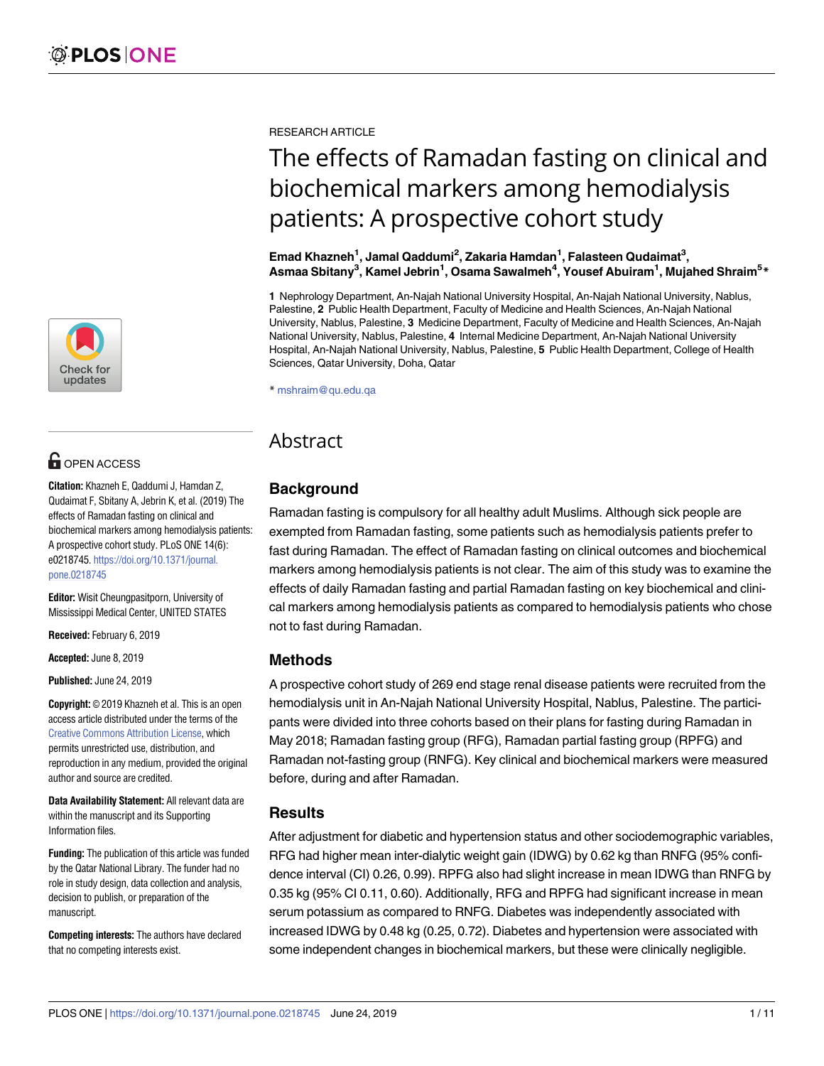RESEARCH ARTICLE

# The effects of Ramadan fasting on clinical and biochemical markers among hemodialysis patients: A prospective cohort study

**Emad Khazneh[1], Jamal Qaddumi[2], Zakaria Hamdan[1], Falasteen Qudaimat[3], Asmaa Sbitany[3], Kamel Jebrin[1], Osama Sawalmeh[4], Yousef Abuiram[1], Mujahed Shraim[5]***

**1** Nephrology Department, An-Najah National University Hospital, An-Najah National University, Nablus, Palestine, **2** Public Health Department, Faculty of Medicine and Health Sciences, An-Najah National University, Nablus, Palestine, **3** Medicine Department, Faculty of Medicine and Health Sciences, An-Najah National University, Nablus, Palestine, **4** Internal Medicine Department, An-Najah National University Hospital, An-Najah National University, Nablus, Palestine, **5** Public Health Department, College of Health Sciences, Qatar University, Doha, Qatar

* mshraim@qu.edu.qa

OPEN ACCESS

**Citation:** Khazneh E, Qaddumi J, Hamdan Z, Qudaimat F, Sbitany A, Jebrin K, et al. (2019) The effects of Ramadan fasting on clinical and biochemical markers among hemodialysis patients: A prospective cohort study. PLoS ONE 14(6): e0218745. https://doi.org/10.1371/journal.pone.0218745

**Editor:** Wisit Cheungpasitporn, University of Mississippi Medical Center, UNITED STATES

**Received:** February 6, 2019

**Accepted:** June 8, 2019

**Published:** June 24, 2019

**Copyright:** © 2019 Khazneh et al. This is an open access article distributed under the terms of the Creative Commons Attribution License, which permits unrestricted use, distribution, and reproduction in any medium, provided the original author and source are credited.

**Data Availability Statement:** All relevant data are within the manuscript and its Supporting Information files.

**Funding:** The publication of this article was funded by the Qatar National Library. The funder had no role in study design, data collection and analysis, decision to publish, or preparation of the manuscript.

**Competing interests:** The authors have declared that no competing interests exist.

## Abstract

### Background

Ramadan fasting is compulsory for all healthy adult Muslims. Although sick people are exempted from Ramadan fasting, some patients such as hemodialysis patients prefer to fast during Ramadan. The effect of Ramadan fasting on clinical outcomes and biochemical markers among hemodialysis patients is not clear. The aim of this study was to examine the effects of daily Ramadan fasting and partial Ramadan fasting on key biochemical and clinical markers among hemodialysis patients as compared to hemodialysis patients who chose not to fast during Ramadan.

### Methods

A prospective cohort study of 269 end stage renal disease patients were recruited from the hemodialysis unit in An-Najah National University Hospital, Nablus, Palestine. The participants were divided into three cohorts based on their plans for fasting during Ramadan in May 2018; Ramadan fasting group (RFG), Ramadan partial fasting group (RPFG) and Ramadan not-fasting group (RNFG). Key clinical and biochemical markers were measured before, during and after Ramadan.

### Results

After adjustment for diabetic and hypertension status and other sociodemographic variables, RFG had higher mean inter-dialytic weight gain (IDWG) by 0.62 kg than RNFG (95% confidence interval (CI) 0.26, 0.99). RPFG also had slight increase in mean IDWG than RNFG by 0.35 kg (95% CI 0.11, 0.60). Additionally, RFG and RPFG had significant increase in mean serum potassium as compared to RNFG. Diabetes was independently associated with increased IDWG by 0.48 kg (0.25, 0.72). Diabetes and hypertension were associated with some independent changes in biochemical markers, but these were clinically negligible.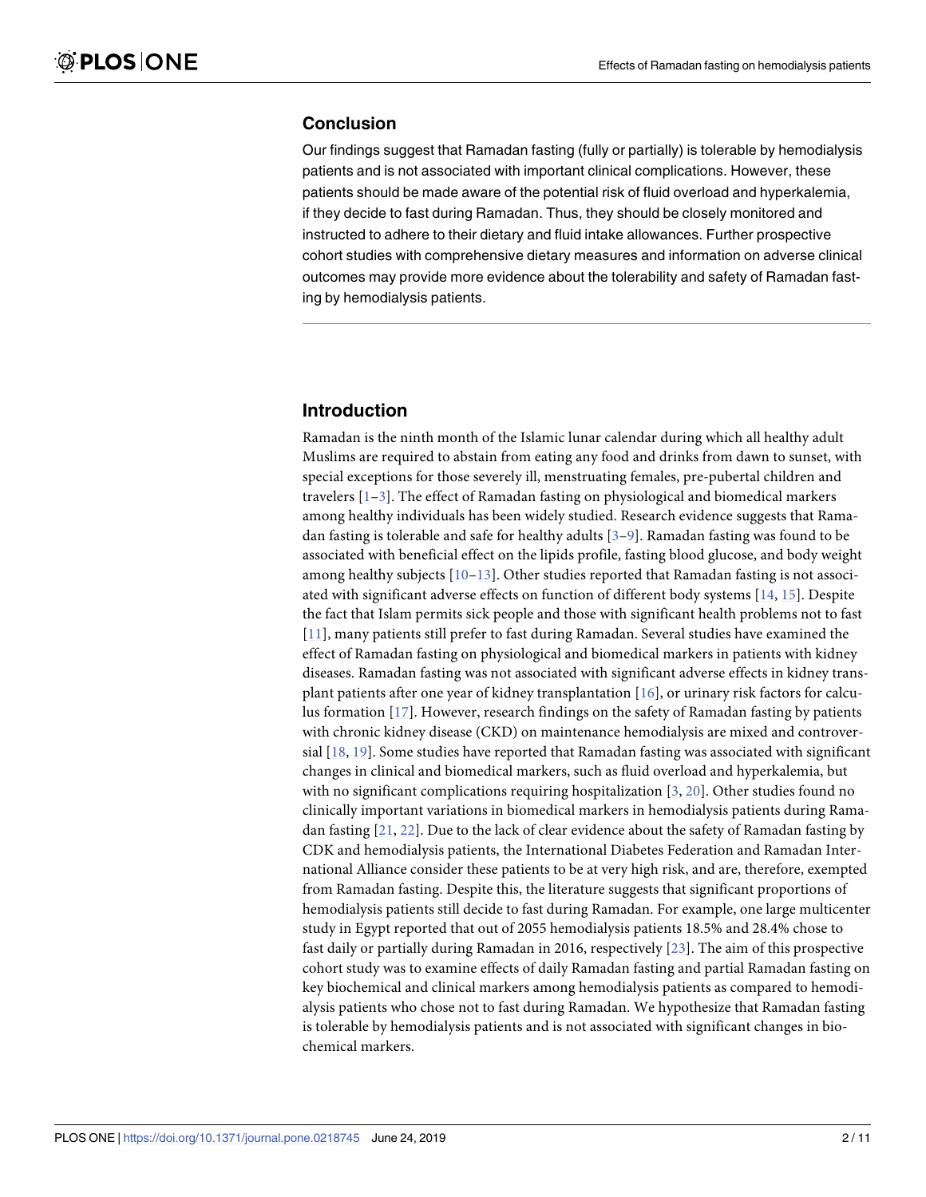## Conclusion

Our findings suggest that Ramadan fasting (fully or partially) is tolerable by hemodialysis patients and is not associated with important clinical complications. However, these patients should be made aware of the potential risk of fluid overload and hyperkalemia, if they decide to fast during Ramadan. Thus, they should be closely monitored and instructed to adhere to their dietary and fluid intake allowances. Further prospective cohort studies with comprehensive dietary measures and information on adverse clinical outcomes may provide more evidence about the tolerability and safety of Ramadan fasting by hemodialysis patients.

## Introduction

Ramadan is the ninth month of the Islamic lunar calendar during which all healthy adult Muslims are required to abstain from eating any food and drinks from dawn to sunset, with special exceptions for those severely ill, menstruating females, pre-pubertal children and travelers [1–3]. The effect of Ramadan fasting on physiological and biomedical markers among healthy individuals has been widely studied. Research evidence suggests that Ramadan fasting is tolerable and safe for healthy adults [3–9]. Ramadan fasting was found to be associated with beneficial effect on the lipids profile, fasting blood glucose, and body weight among healthy subjects [10–13]. Other studies reported that Ramadan fasting is not associated with significant adverse effects on function of different body systems [14, 15]. Despite the fact that Islam permits sick people and those with significant health problems not to fast [11], many patients still prefer to fast during Ramadan. Several studies have examined the effect of Ramadan fasting on physiological and biomedical markers in patients with kidney diseases. Ramadan fasting was not associated with significant adverse effects in kidney transplant patients after one year of kidney transplantation [16], or urinary risk factors for calculus formation [17]. However, research findings on the safety of Ramadan fasting by patients with chronic kidney disease (CKD) on maintenance hemodialysis are mixed and controversial [18, 19]. Some studies have reported that Ramadan fasting was associated with significant changes in clinical and biomedical markers, such as fluid overload and hyperkalemia, but with no significant complications requiring hospitalization [3, 20]. Other studies found no clinically important variations in biomedical markers in hemodialysis patients during Ramadan fasting [21, 22]. Due to the lack of clear evidence about the safety of Ramadan fasting by CDK and hemodialysis patients, the International Diabetes Federation and Ramadan International Alliance consider these patients to be at very high risk, and are, therefore, exempted from Ramadan fasting. Despite this, the literature suggests that significant proportions of hemodialysis patients still decide to fast during Ramadan. For example, one large multicenter study in Egypt reported that out of 2055 hemodialysis patients 18.5% and 28.4% chose to fast daily or partially during Ramadan in 2016, respectively [23]. The aim of this prospective cohort study was to examine effects of daily Ramadan fasting and partial Ramadan fasting on key biochemical and clinical markers among hemodialysis patients as compared to hemodialysis patients who chose not to fast during Ramadan. We hypothesize that Ramadan fasting is tolerable by hemodialysis patients and is not associated with significant changes in biochemical markers.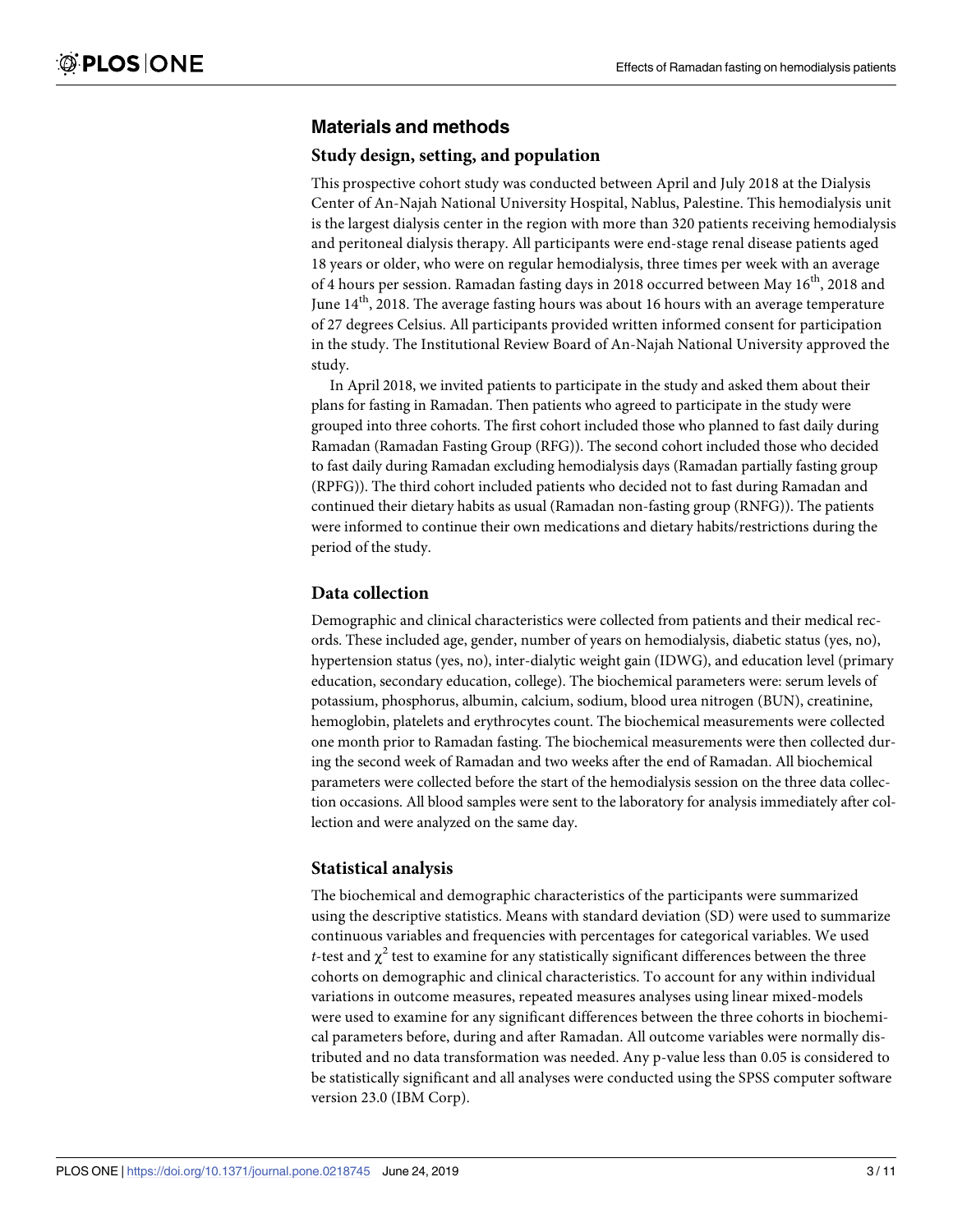## Materials and methods

### Study design, setting, and population

This prospective cohort study was conducted between April and July 2018 at the Dialysis Center of An-Najah National University Hospital, Nablus, Palestine. This hemodialysis unit is the largest dialysis center in the region with more than 320 patients receiving hemodialysis and peritoneal dialysis therapy. All participants were end-stage renal disease patients aged 18 years or older, who were on regular hemodialysis, three times per week with an average of 4 hours per session. Ramadan fasting days in 2018 occurred between May $16^{th}$, 2018 and June $14^{th}$, 2018. The average fasting hours was about 16 hours with an average temperature of 27 degrees Celsius. All participants provided written informed consent for participation in the study. The Institutional Review Board of An-Najah National University approved the study.

In April 2018, we invited patients to participate in the study and asked them about their plans for fasting in Ramadan. Then patients who agreed to participate in the study were grouped into three cohorts. The first cohort included those who planned to fast daily during Ramadan (Ramadan Fasting Group (RFG)). The second cohort included those who decided to fast daily during Ramadan excluding hemodialysis days (Ramadan partially fasting group (RPFG)). The third cohort included patients who decided not to fast during Ramadan and continued their dietary habits as usual (Ramadan non-fasting group (RNFG)). The patients were informed to continue their own medications and dietary habits/restrictions during the period of the study.

### Data collection

Demographic and clinical characteristics were collected from patients and their medical records. These included age, gender, number of years on hemodialysis, diabetic status (yes, no), hypertension status (yes, no), inter-dialytic weight gain (IDWG), and education level (primary education, secondary education, college). The biochemical parameters were: serum levels of potassium, phosphorus, albumin, calcium, sodium, blood urea nitrogen (BUN), creatinine, hemoglobin, platelets and erythrocytes count. The biochemical measurements were collected one month prior to Ramadan fasting. The biochemical measurements were then collected during the second week of Ramadan and two weeks after the end of Ramadan. All biochemical parameters were collected before the start of the hemodialysis session on the three data collection occasions. All blood samples were sent to the laboratory for analysis immediately after collection and were analyzed on the same day.

### Statistical analysis

The biochemical and demographic characteristics of the participants were summarized using the descriptive statistics. Means with standard deviation (SD) were used to summarize continuous variables and frequencies with percentages for categorical variables. We used *t*-test and $\chi^2$ test to examine for any statistically significant differences between the three cohorts on demographic and clinical characteristics. To account for any within individual variations in outcome measures, repeated measures analyses using linear mixed-models were used to examine for any significant differences between the three cohorts in biochemical parameters before, during and after Ramadan. All outcome variables were normally distributed and no data transformation was needed. Any p-value less than 0.05 is considered to be statistically significant and all analyses were conducted using the SPSS computer software version 23.0 (IBM Corp).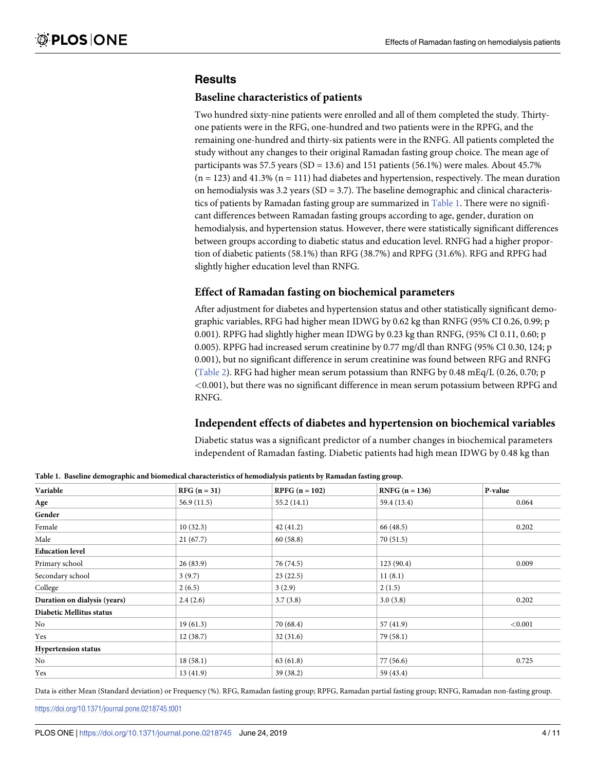## Results

### Baseline characteristics of patients

Two hundred sixty-nine patients were enrolled and all of them completed the study. Thirty-one patients were in the RFG, one-hundred and two patients were in the RPFG, and the remaining one-hundred and thirty-six patients were in the RNFG. All patients completed the study without any changes to their original Ramadan fasting group choice. The mean age of participants was 57.5 years (SD = 13.6) and 151 patients (56.1%) were males. About 45.7% (n = 123) and 41.3% (n = 111) had diabetes and hypertension, respectively. The mean duration on hemodialysis was 3.2 years (SD = 3.7). The baseline demographic and clinical characteristics of patients by Ramadan fasting group are summarized in Table 1. There were no significant differences between Ramadan fasting groups according to age, gender, duration on hemodialysis, and hypertension status. However, there were statistically significant differences between groups according to diabetic status and education level. RNFG had a higher proportion of diabetic patients (58.1%) than RFG (38.7%) and RPFG (31.6%). RFG and RPFG had slightly higher education level than RNFG.

### Effect of Ramadan fasting on biochemical parameters

After adjustment for diabetes and hypertension status and other statistically significant demographic variables, RFG had higher mean IDWG by 0.62 kg than RNFG (95% CI 0.26, 0.99; p 0.001). RPFG had slightly higher mean IDWG by 0.23 kg than RNFG, (95% CI 0.11, 0.60; p 0.005). RPFG had increased serum creatinine by 0.77 mg/dl than RNFG (95% CI 0.30, 124; p 0.001), but no significant difference in serum creatinine was found between RFG and RNFG (Table 2). RFG had higher mean serum potassium than RNFG by 0.48 mEq/L (0.26, 0.70; p <0.001), but there was no significant difference in mean serum potassium between RPFG and RNFG.

### Independent effects of diabetes and hypertension on biochemical variables

Diabetic status was a significant predictor of a number changes in biochemical parameters independent of Ramadan fasting. Diabetic patients had high mean IDWG by 0.48 kg than

**Table 1. Baseline demographic and biomedical characteristics of hemodialysis patients by Ramadan fasting group.**

| Variable | RFG (n = 31) | RPFG (n = 102) | RNFG (n = 136) | P-value |
|---|---|---|---|---|
| **Age** | 56.9 (11.5) | 55.2 (14.1) | 59.4 (13.4) | 0.064 |
| **Gender** | | | | |
| Female | 10 (32.3) | 42 (41.2) | 66 (48.5) | 0.202 |
| Male | 21 (67.7) | 60 (58.8) | 70 (51.5) | |
| **Education level** | | | | |
| Primary school | 26 (83.9) | 76 (74.5) | 123 (90.4) | 0.009 |
| Secondary school | 3 (9.7) | 23 (22.5) | 11 (8.1) | |
| College | 2 (6.5) | 3 (2.9) | 2 (1.5) | |
| **Duration on dialysis (years)** | 2.4 (2.6) | 3.7 (3.8) | 3.0 (3.8) | 0.202 |
| **Diabetic Mellitus status** | | | | |
| No | 19 (61.3) | 70 (68.4) | 57 (41.9) | <0.001 |
| Yes | 12 (38.7) | 32 (31.6) | 79 (58.1) | |
| **Hypertension status** | | | | |
| No | 18 (58.1) | 63 (61.8) | 77 (56.6) | 0.725 |
| Yes | 13 (41.9) | 39 (38.2) | 59 (43.4) | |

Data is either Mean (Standard deviation) or Frequency (%). RFG, Ramadan fasting group; RPFG, Ramadan partial fasting group; RNFG, Ramadan non-fasting group.

https://doi.org/10.1371/journal.pone.0218745.t001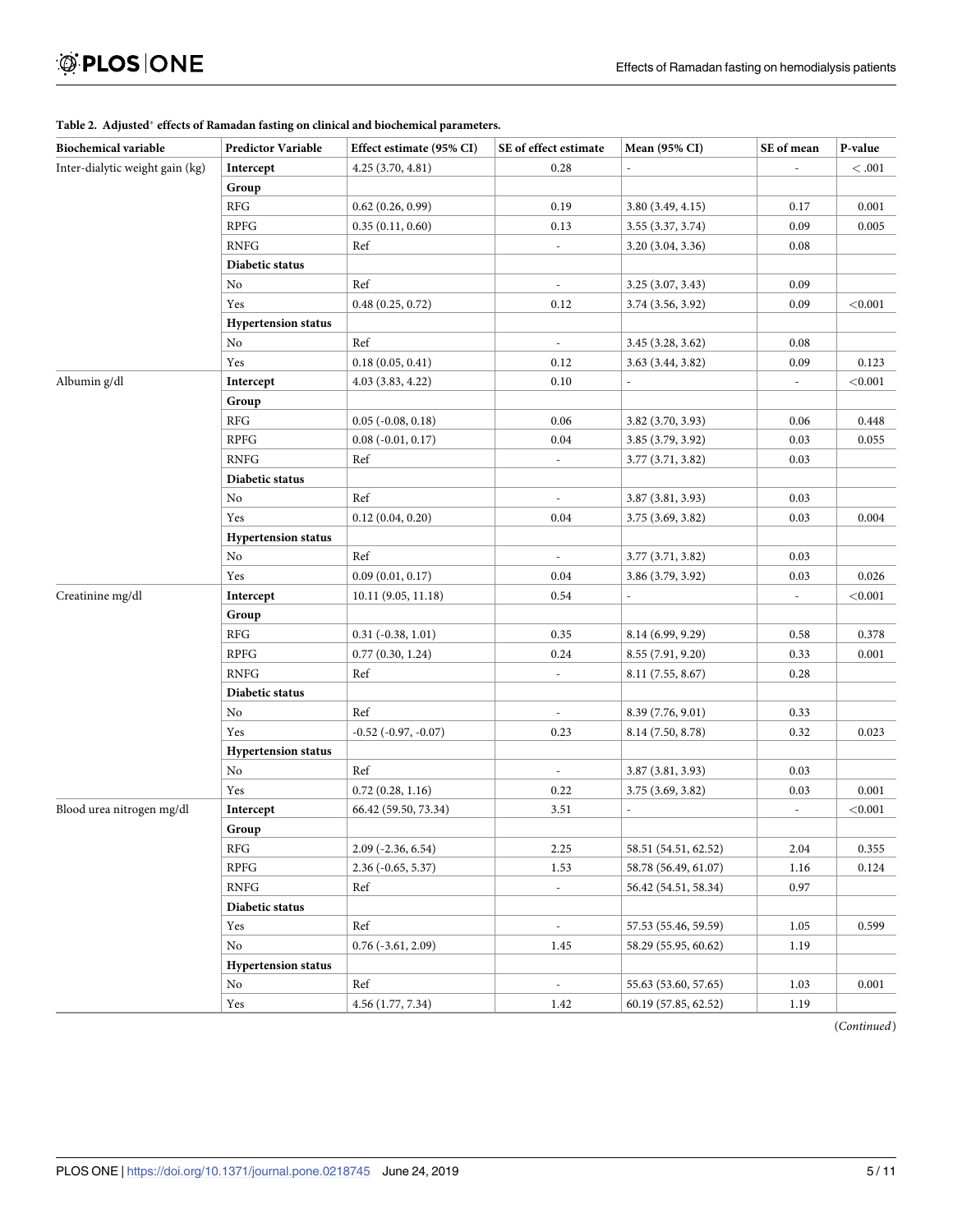**Table 2. Adjusted* effects of Ramadan fasting on clinical and biochemical parameters.**

| Biochemical variable | Predictor Variable | Effect estimate (95% CI) | SE of effect estimate | Mean (95% CI) | SE of mean | P-value |
|---|---|---|---|---|---|---|
| Inter-dialytic weight gain (kg) | **Intercept** | 4.25 (3.70, 4.81) | 0.28 | - | - | < .001 |
| | **Group** | | | | | |
| | RFG | 0.62 (0.26, 0.99) | 0.19 | 3.80 (3.49, 4.15) | 0.17 | 0.001 |
| | RPFG | 0.35 (0.11, 0.60) | 0.13 | 3.55 (3.37, 3.74) | 0.09 | 0.005 |
| | RNFG | Ref | - | 3.20 (3.04, 3.36) | 0.08 | |
| | **Diabetic status** | | | | | |
| | No | Ref | - | 3.25 (3.07, 3.43) | 0.09 | |
| | Yes | 0.48 (0.25, 0.72) | 0.12 | 3.74 (3.56, 3.92) | 0.09 | <0.001 |
| | **Hypertension status** | | | | | |
| | No | Ref | - | 3.45 (3.28, 3.62) | 0.08 | |
| | Yes | 0.18 (0.05, 0.41) | 0.12 | 3.63 (3.44, 3.82) | 0.09 | 0.123 |
| Albumin g/dl | **Intercept** | 4.03 (3.83, 4.22) | 0.10 | - | - | <0.001 |
| | **Group** | | | | | |
| | RFG | 0.05 (-0.08, 0.18) | 0.06 | 3.82 (3.70, 3.93) | 0.06 | 0.448 |
| | RPFG | 0.08 (-0.01, 0.17) | 0.04 | 3.85 (3.79, 3.92) | 0.03 | 0.055 |
| | RNFG | Ref | - | 3.77 (3.71, 3.82) | 0.03 | |
| | **Diabetic status** | | | | | |
| | No | Ref | - | 3.87 (3.81, 3.93) | 0.03 | |
| | Yes | 0.12 (0.04, 0.20) | 0.04 | 3.75 (3.69, 3.82) | 0.03 | 0.004 |
| | **Hypertension status** | | | | | |
| | No | Ref | - | 3.77 (3.71, 3.82) | 0.03 | |
| | Yes | 0.09 (0.01, 0.17) | 0.04 | 3.86 (3.79, 3.92) | 0.03 | 0.026 |
| Creatinine mg/dl | **Intercept** | 10.11 (9.05, 11.18) | 0.54 | - | - | <0.001 |
| | **Group** | | | | | |
| | RFG | 0.31 (-0.38, 1.01) | 0.35 | 8.14 (6.99, 9.29) | 0.58 | 0.378 |
| | RPFG | 0.77 (0.30, 1.24) | 0.24 | 8.55 (7.91, 9.20) | 0.33 | 0.001 |
| | RNFG | Ref | - | 8.11 (7.55, 8.67) | 0.28 | |
| | **Diabetic status** | | | | | |
| | No | Ref | - | 8.39 (7.76, 9.01) | 0.33 | |
| | Yes | -0.52 (-0.97, -0.07) | 0.23 | 8.14 (7.50, 8.78) | 0.32 | 0.023 |
| | **Hypertension status** | | | | | |
| | No | Ref | - | 3.87 (3.81, 3.93) | 0.03 | |
| | Yes | 0.72 (0.28, 1.16) | 0.22 | 3.75 (3.69, 3.82) | 0.03 | 0.001 |
| Blood urea nitrogen mg/dl | **Intercept** | 66.42 (59.50, 73.34) | 3.51 | - | - | <0.001 |
| | **Group** | | | | | |
| | RFG | 2.09 (-2.36, 6.54) | 2.25 | 58.51 (54.51, 62.52) | 2.04 | 0.355 |
| | RPFG | 2.36 (-0.65, 5.37) | 1.53 | 58.78 (56.49, 61.07) | 1.16 | 0.124 |
| | RNFG | Ref | - | 56.42 (54.51, 58.34) | 0.97 | |
| | **Diabetic status** | | | | | |
| | Yes | Ref | - | 57.53 (55.46, 59.59) | 1.05 | 0.599 |
| | No | 0.76 (-3.61, 2.09) | 1.45 | 58.29 (55.95, 60.62) | 1.19 | |
| | **Hypertension status** | | | | | |
| | No | Ref | - | 55.63 (53.60, 57.65) | 1.03 | 0.001 |
| | Yes | 4.56 (1.77, 7.34) | 1.42 | 60.19 (57.85, 62.52) | 1.19 | |

(*Continued*)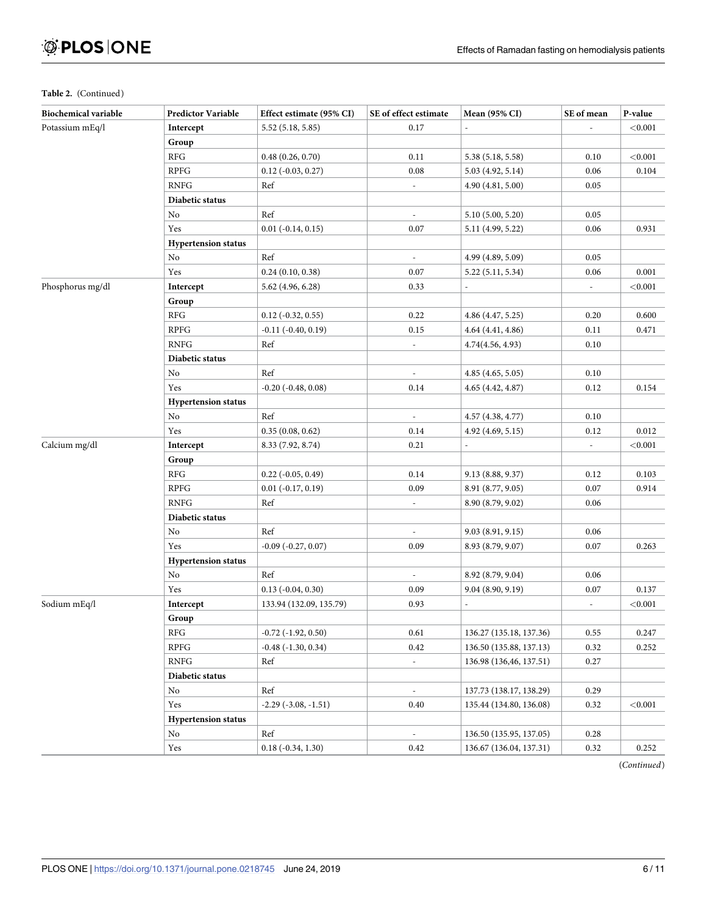**Table 2.** (Continued)

| Biochemical variable | Predictor Variable | Effect estimate (95% CI) | SE of effect estimate | Mean (95% CI) | SE of mean | P-value |
|---|---|---|---|---|---|---|
| Potassium mEq/l | **Intercept** | 5.52 (5.18, 5.85) | 0.17 | - | - | <0.001 |
| | **Group** | | | | | |
| | RFG | 0.48 (0.26, 0.70) | 0.11 | 5.38 (5.18, 5.58) | 0.10 | <0.001 |
| | RPFG | 0.12 (-0.03, 0.27) | 0.08 | 5.03 (4.92, 5.14) | 0.06 | 0.104 |
| | RNFG | Ref | - | 4.90 (4.81, 5.00) | 0.05 | |
| | **Diabetic status** | | | | | |
| | No | Ref | - | 5.10 (5.00, 5.20) | 0.05 | |
| | Yes | 0.01 (-0.14, 0.15) | 0.07 | 5.11 (4.99, 5.22) | 0.06 | 0.931 |
| | **Hypertension status** | | | | | |
| | No | Ref | - | 4.99 (4.89, 5.09) | 0.05 | |
| | Yes | 0.24 (0.10, 0.38) | 0.07 | 5.22 (5.11, 5.34) | 0.06 | 0.001 |
| Phosphorus mg/dl | **Intercept** | 5.62 (4.96, 6.28) | 0.33 | - | - | <0.001 |
| | **Group** | | | | | |
| | RFG | 0.12 (-0.32, 0.55) | 0.22 | 4.86 (4.47, 5.25) | 0.20 | 0.600 |
| | RPFG | -0.11 (-0.40, 0.19) | 0.15 | 4.64 (4.41, 4.86) | 0.11 | 0.471 |
| | RNFG | Ref | - | 4.74(4.56, 4.93) | 0.10 | |
| | **Diabetic status** | | | | | |
| | No | Ref | - | 4.85 (4.65, 5.05) | 0.10 | |
| | Yes | -0.20 (-0.48, 0.08) | 0.14 | 4.65 (4.42, 4.87) | 0.12 | 0.154 |
| | **Hypertension status** | | | | | |
| | No | Ref | - | 4.57 (4.38, 4.77) | 0.10 | |
| | Yes | 0.35 (0.08, 0.62) | 0.14 | 4.92 (4.69, 5.15) | 0.12 | 0.012 |
| Calcium mg/dl | **Intercept** | 8.33 (7.92, 8.74) | 0.21 | - | - | <0.001 |
| | **Group** | | | | | |
| | RFG | 0.22 (-0.05, 0.49) | 0.14 | 9.13 (8.88, 9.37) | 0.12 | 0.103 |
| | RPFG | 0.01 (-0.17, 0.19) | 0.09 | 8.91 (8.77, 9.05) | 0.07 | 0.914 |
| | RNFG | Ref | - | 8.90 (8.79, 9.02) | 0.06 | |
| | **Diabetic status** | | | | | |
| | No | Ref | - | 9.03 (8.91, 9.15) | 0.06 | |
| | Yes | -0.09 (-0.27, 0.07) | 0.09 | 8.93 (8.79, 9.07) | 0.07 | 0.263 |
| | **Hypertension status** | | | | | |
| | No | Ref | - | 8.92 (8.79, 9.04) | 0.06 | |
| | Yes | 0.13 (-0.04, 0.30) | 0.09 | 9.04 (8.90, 9.19) | 0.07 | 0.137 |
| Sodium mEq/l | **Intercept** | 133.94 (132.09, 135.79) | 0.93 | - | - | <0.001 |
| | **Group** | | | | | |
| | RFG | -0.72 (-1.92, 0.50) | 0.61 | 136.27 (135.18, 137.36) | 0.55 | 0.247 |
| | RPFG | -0.48 (-1.30, 0.34) | 0.42 | 136.50 (135.88, 137.13) | 0.32 | 0.252 |
| | RNFG | Ref | - | 136.98 (136,46, 137.51) | 0.27 | |
| | **Diabetic status** | | | | | |
| | No | Ref | - | 137.73 (138.17, 138.29) | 0.29 | |
| | Yes | -2.29 (-3.08, -1.51) | 0.40 | 135.44 (134.80, 136.08) | 0.32 | <0.001 |
| | **Hypertension status** | | | | | |
| | No | Ref | - | 136.50 (135.95, 137.05) | 0.28 | |
| | Yes | 0.18 (-0.34, 1.30) | 0.42 | 136.67 (136.04, 137.31) | 0.32 | 0.252 |

(*Continued*)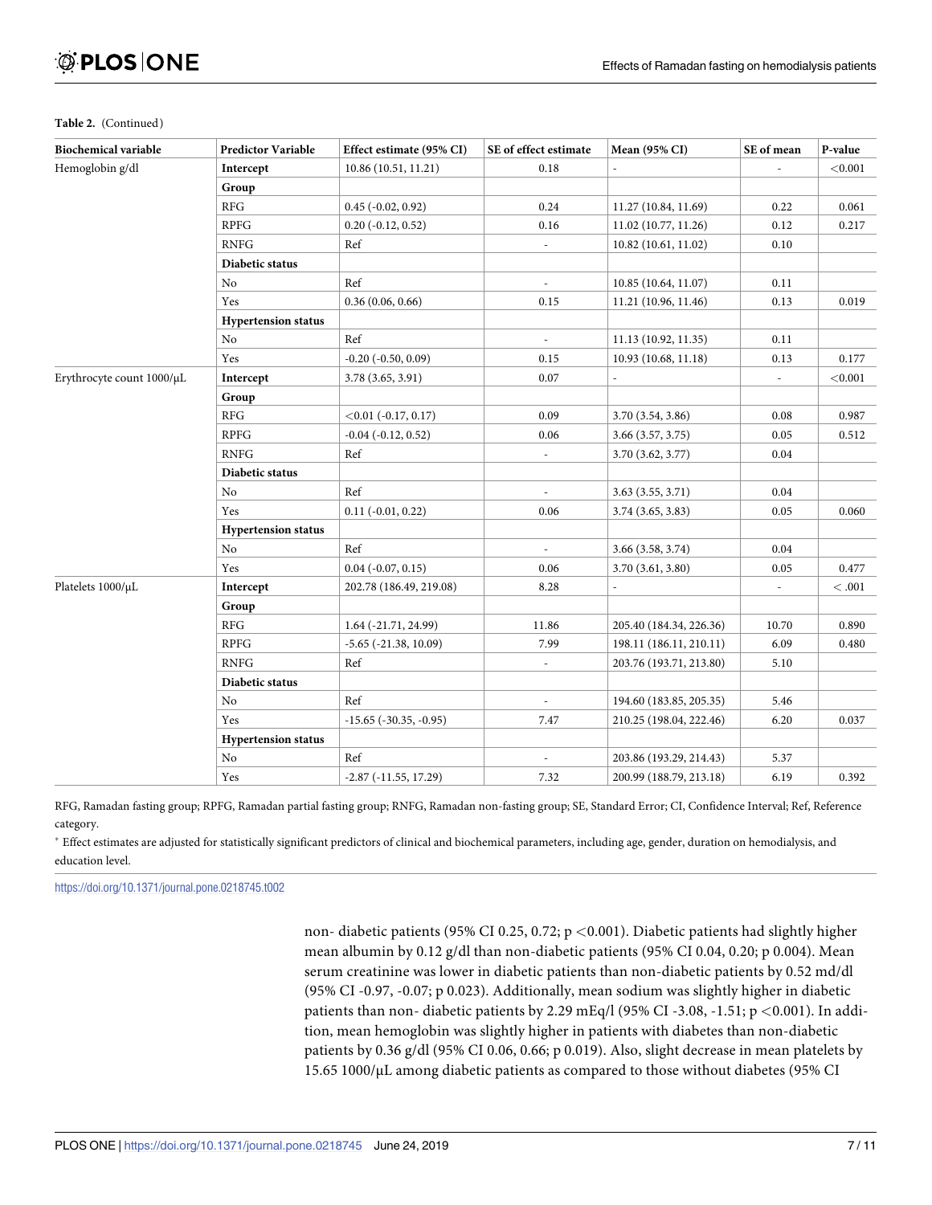**Table 2.** (Continued)

| Biochemical variable | Predictor Variable | Effect estimate (95% CI) | SE of effect estimate | Mean (95% CI) | SE of mean | P-value |
|---|---|---|---|---|---|---|
| Hemoglobin g/dl | **Intercept** | 10.86 (10.51, 11.21) | 0.18 | - | - | <0.001 |
| | **Group** | | | | | |
| | RFG | 0.45 (-0.02, 0.92) | 0.24 | 11.27 (10.84, 11.69) | 0.22 | 0.061 |
| | RPFG | 0.20 (-0.12, 0.52) | 0.16 | 11.02 (10.77, 11.26) | 0.12 | 0.217 |
| | RNFG | Ref | - | 10.82 (10.61, 11.02) | 0.10 | |
| | **Diabetic status** | | | | | |
| | No | Ref | - | 10.85 (10.64, 11.07) | 0.11 | |
| | Yes | 0.36 (0.06, 0.66) | 0.15 | 11.21 (10.96, 11.46) | 0.13 | 0.019 |
| | **Hypertension status** | | | | | |
| | No | Ref | - | 11.13 (10.92, 11.35) | 0.11 | |
| | Yes | -0.20 (-0.50, 0.09) | 0.15 | 10.93 (10.68, 11.18) | 0.13 | 0.177 |
| Erythrocyte count 1000/μL | **Intercept** | 3.78 (3.65, 3.91) | 0.07 | - | - | <0.001 |
| | **Group** | | | | | |
| | RFG | <0.01 (-0.17, 0.17) | 0.09 | 3.70 (3.54, 3.86) | 0.08 | 0.987 |
| | RPFG | -0.04 (-0.12, 0.52) | 0.06 | 3.66 (3.57, 3.75) | 0.05 | 0.512 |
| | RNFG | Ref | - | 3.70 (3.62, 3.77) | 0.04 | |
| | **Diabetic status** | | | | | |
| | No | Ref | - | 3.63 (3.55, 3.71) | 0.04 | |
| | Yes | 0.11 (-0.01, 0.22) | 0.06 | 3.74 (3.65, 3.83) | 0.05 | 0.060 |
| | **Hypertension status** | | | | | |
| | No | Ref | - | 3.66 (3.58, 3.74) | 0.04 | |
| | Yes | 0.04 (-0.07, 0.15) | 0.06 | 3.70 (3.61, 3.80) | 0.05 | 0.477 |
| Platelets 1000/μL | **Intercept** | 202.78 (186.49, 219.08) | 8.28 | - | - | < .001 |
| | **Group** | | | | | |
| | RFG | 1.64 (-21.71, 24.99) | 11.86 | 205.40 (184.34, 226.36) | 10.70 | 0.890 |
| | RPFG | -5.65 (-21.38, 10.09) | 7.99 | 198.11 (186.11, 210.11) | 6.09 | 0.480 |
| | RNFG | Ref | - | 203.76 (193.71, 213.80) | 5.10 | |
| | **Diabetic status** | | | | | |
| | No | Ref | - | 194.60 (183.85, 205.35) | 5.46 | |
| | Yes | -15.65 (-30.35, -0.95) | 7.47 | 210.25 (198.04, 222.46) | 6.20 | 0.037 |
| | **Hypertension status** | | | | | |
| | No | Ref | - | 203.86 (193.29, 214.43) | 5.37 | |
| | Yes | -2.87 (-11.55, 17.29) | 7.32 | 200.99 (188.79, 213.18) | 6.19 | 0.392 |

RFG, Ramadan fasting group; RPFG, Ramadan partial fasting group; RNFG, Ramadan non-fasting group; SE, Standard Error; CI, Confidence Interval; Ref, Reference category.

* Effect estimates are adjusted for statistically significant predictors of clinical and biochemical parameters, including age, gender, duration on hemodialysis, and education level.

https://doi.org/10.1371/journal.pone.0218745.t002

non- diabetic patients (95% CI 0.25, 0.72; p <0.001). Diabetic patients had slightly higher mean albumin by 0.12 g/dl than non-diabetic patients (95% CI 0.04, 0.20; p 0.004). Mean serum creatinine was lower in diabetic patients than non-diabetic patients by 0.52 md/dl (95% CI -0.97, -0.07; p 0.023). Additionally, mean sodium was slightly higher in diabetic patients than non- diabetic patients by 2.29 mEq/l (95% CI -3.08, -1.51; p <0.001). In addition, mean hemoglobin was slightly higher in patients with diabetes than non-diabetic patients by 0.36 g/dl (95% CI 0.06, 0.66; p 0.019). Also, slight decrease in mean platelets by 15.65 1000/μL among diabetic patients as compared to those without diabetes (95% CI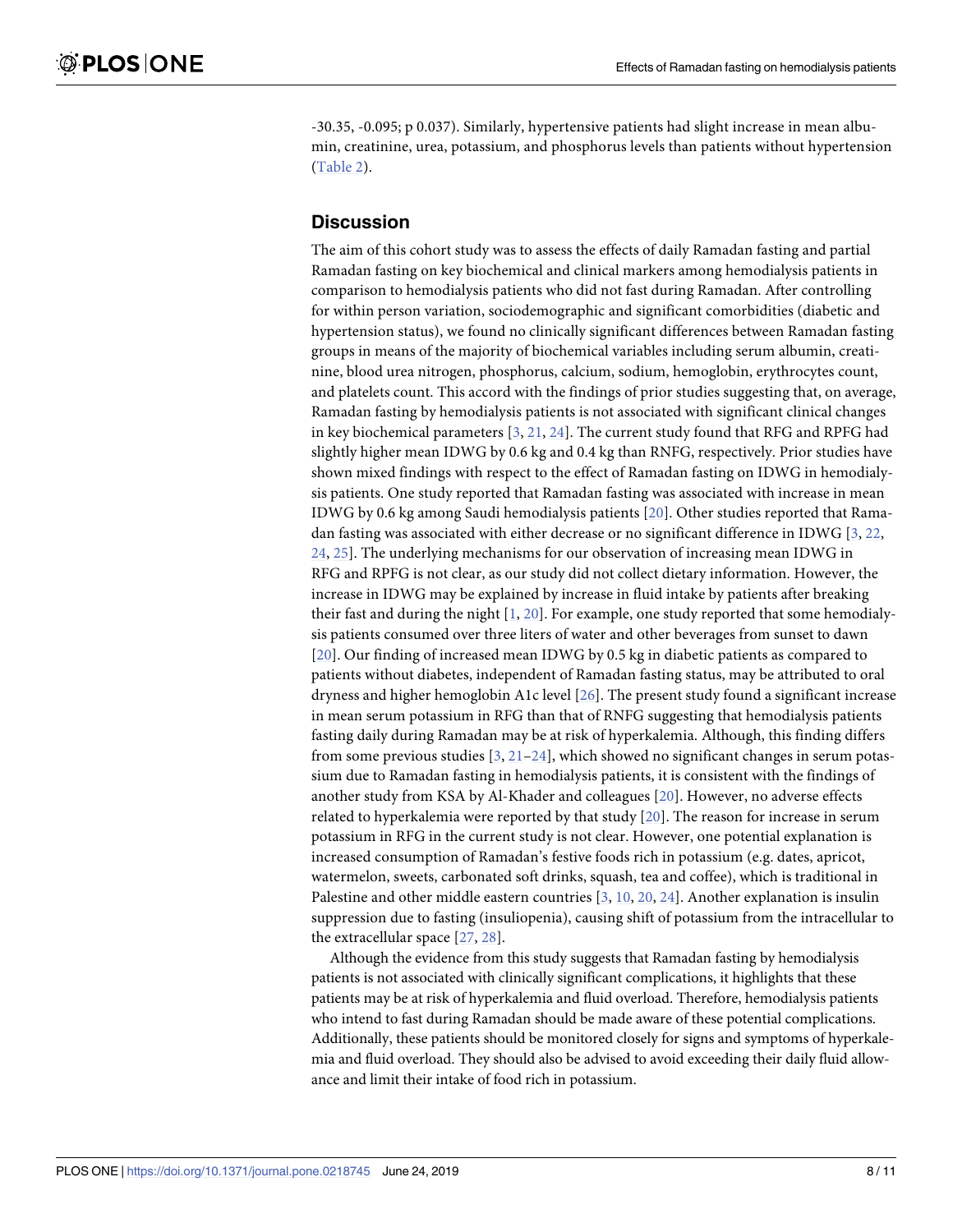-30.35, -0.095; p 0.037). Similarly, hypertensive patients had slight increase in mean albumin, creatinine, urea, potassium, and phosphorus levels than patients without hypertension (Table 2).

## Discussion

The aim of this cohort study was to assess the effects of daily Ramadan fasting and partial Ramadan fasting on key biochemical and clinical markers among hemodialysis patients in comparison to hemodialysis patients who did not fast during Ramadan. After controlling for within person variation, sociodemographic and significant comorbidities (diabetic and hypertension status), we found no clinically significant differences between Ramadan fasting groups in means of the majority of biochemical variables including serum albumin, creatinine, blood urea nitrogen, phosphorus, calcium, sodium, hemoglobin, erythrocytes count, and platelets count. This accord with the findings of prior studies suggesting that, on average, Ramadan fasting by hemodialysis patients is not associated with significant clinical changes in key biochemical parameters [3, 21, 24]. The current study found that RFG and RPFG had slightly higher mean IDWG by 0.6 kg and 0.4 kg than RNFG, respectively. Prior studies have shown mixed findings with respect to the effect of Ramadan fasting on IDWG in hemodialysis patients. One study reported that Ramadan fasting was associated with increase in mean IDWG by 0.6 kg among Saudi hemodialysis patients [20]. Other studies reported that Ramadan fasting was associated with either decrease or no significant difference in IDWG [3, 22, 24, 25]. The underlying mechanisms for our observation of increasing mean IDWG in RFG and RPFG is not clear, as our study did not collect dietary information. However, the increase in IDWG may be explained by increase in fluid intake by patients after breaking their fast and during the night [1, 20]. For example, one study reported that some hemodialysis patients consumed over three liters of water and other beverages from sunset to dawn [20]. Our finding of increased mean IDWG by 0.5 kg in diabetic patients as compared to patients without diabetes, independent of Ramadan fasting status, may be attributed to oral dryness and higher hemoglobin A1c level [26]. The present study found a significant increase in mean serum potassium in RFG than that of RNFG suggesting that hemodialysis patients fasting daily during Ramadan may be at risk of hyperkalemia. Although, this finding differs from some previous studies [3, 21–24], which showed no significant changes in serum potassium due to Ramadan fasting in hemodialysis patients, it is consistent with the findings of another study from KSA by Al-Khader and colleagues [20]. However, no adverse effects related to hyperkalemia were reported by that study [20]. The reason for increase in serum potassium in RFG in the current study is not clear. However, one potential explanation is increased consumption of Ramadan's festive foods rich in potassium (e.g. dates, apricot, watermelon, sweets, carbonated soft drinks, squash, tea and coffee), which is traditional in Palestine and other middle eastern countries [3, 10, 20, 24]. Another explanation is insulin suppression due to fasting (insuliopenia), causing shift of potassium from the intracellular to the extracellular space [27, 28].

Although the evidence from this study suggests that Ramadan fasting by hemodialysis patients is not associated with clinically significant complications, it highlights that these patients may be at risk of hyperkalemia and fluid overload. Therefore, hemodialysis patients who intend to fast during Ramadan should be made aware of these potential complications. Additionally, these patients should be monitored closely for signs and symptoms of hyperkalemia and fluid overload. They should also be advised to avoid exceeding their daily fluid allowance and limit their intake of food rich in potassium.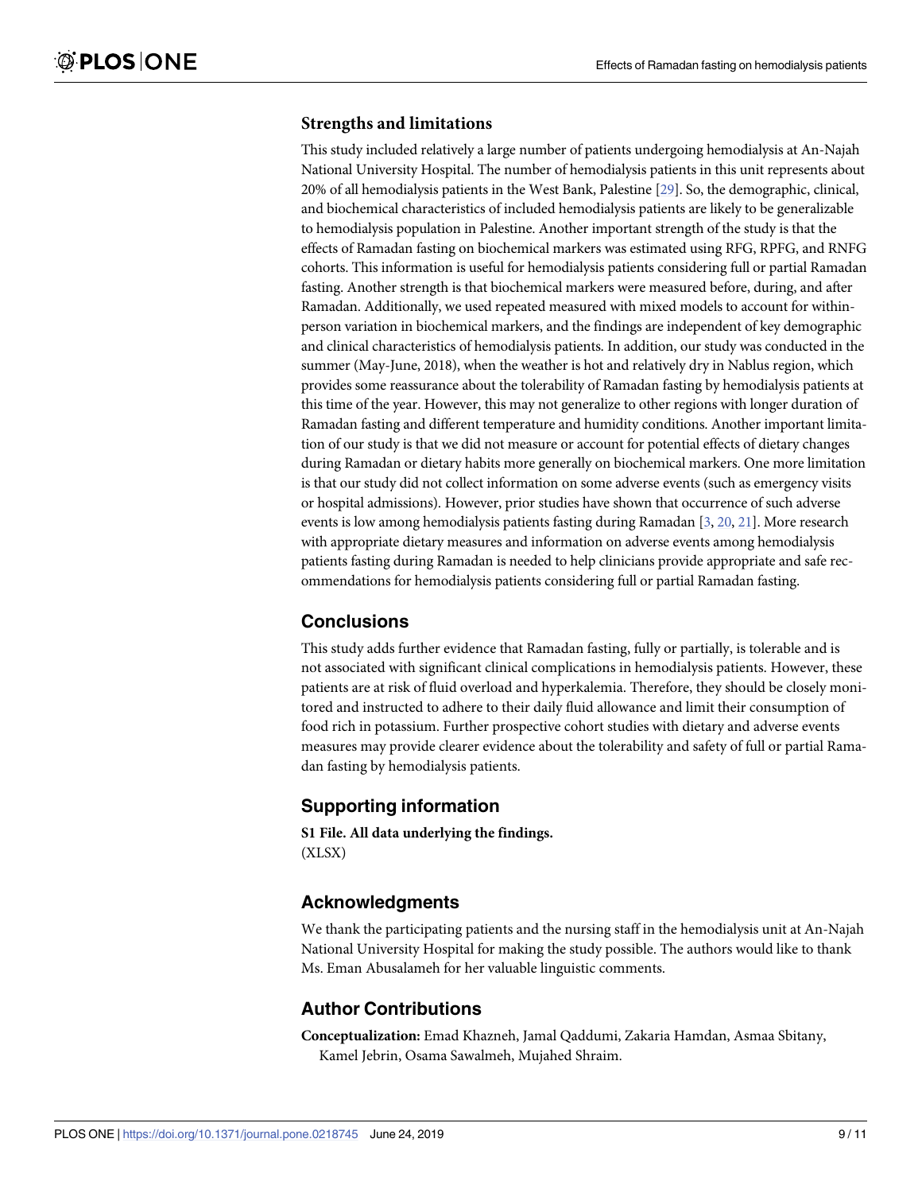### Strengths and limitations

This study included relatively a large number of patients undergoing hemodialysis at An-Najah National University Hospital. The number of hemodialysis patients in this unit represents about 20% of all hemodialysis patients in the West Bank, Palestine [29]. So, the demographic, clinical, and biochemical characteristics of included hemodialysis patients are likely to be generalizable to hemodialysis population in Palestine. Another important strength of the study is that the effects of Ramadan fasting on biochemical markers was estimated using RFG, RPFG, and RNFG cohorts. This information is useful for hemodialysis patients considering full or partial Ramadan fasting. Another strength is that biochemical markers were measured before, during, and after Ramadan. Additionally, we used repeated measured with mixed models to account for within-person variation in biochemical markers, and the findings are independent of key demographic and clinical characteristics of hemodialysis patients. In addition, our study was conducted in the summer (May-June, 2018), when the weather is hot and relatively dry in Nablus region, which provides some reassurance about the tolerability of Ramadan fasting by hemodialysis patients at this time of the year. However, this may not generalize to other regions with longer duration of Ramadan fasting and different temperature and humidity conditions. Another important limitation of our study is that we did not measure or account for potential effects of dietary changes during Ramadan or dietary habits more generally on biochemical markers. One more limitation is that our study did not collect information on some adverse events (such as emergency visits or hospital admissions). However, prior studies have shown that occurrence of such adverse events is low among hemodialysis patients fasting during Ramadan [3, 20, 21]. More research with appropriate dietary measures and information on adverse events among hemodialysis patients fasting during Ramadan is needed to help clinicians provide appropriate and safe recommendations for hemodialysis patients considering full or partial Ramadan fasting.

## Conclusions

This study adds further evidence that Ramadan fasting, fully or partially, is tolerable and is not associated with significant clinical complications in hemodialysis patients. However, these patients are at risk of fluid overload and hyperkalemia. Therefore, they should be closely monitored and instructed to adhere to their daily fluid allowance and limit their consumption of food rich in potassium. Further prospective cohort studies with dietary and adverse events measures may provide clearer evidence about the tolerability and safety of full or partial Ramadan fasting by hemodialysis patients.

## Supporting information

**S1 File. All data underlying the findings.**
(XLSX)

## Acknowledgments

We thank the participating patients and the nursing staff in the hemodialysis unit at An-Najah National University Hospital for making the study possible. The authors would like to thank Ms. Eman Abusalameh for her valuable linguistic comments.

## Author Contributions

**Conceptualization:** Emad Khazneh, Jamal Qaddumi, Zakaria Hamdan, Asmaa Sbitany, Kamel Jebrin, Osama Sawalmeh, Mujahed Shraim.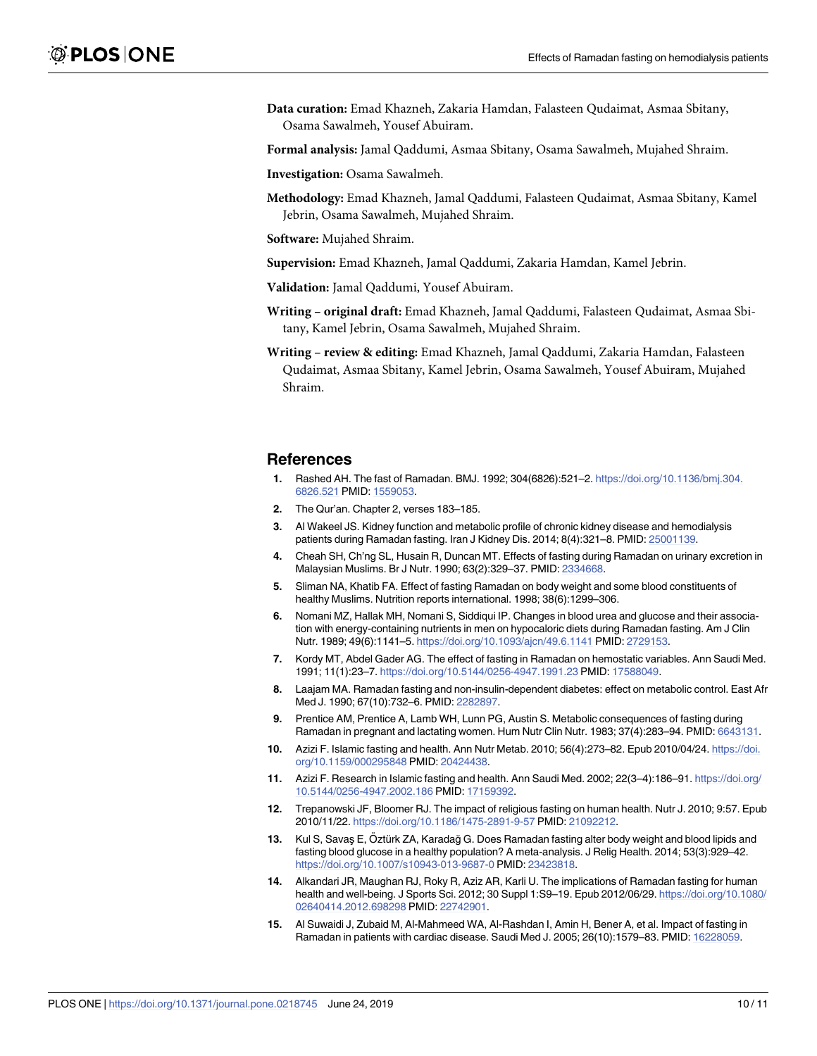**Data curation:** Emad Khazneh, Zakaria Hamdan, Falasteen Qudaimat, Asmaa Sbitany, Osama Sawalmeh, Yousef Abuiram.

**Formal analysis:** Jamal Qaddumi, Asmaa Sbitany, Osama Sawalmeh, Mujahed Shraim.

**Investigation:** Osama Sawalmeh.

**Methodology:** Emad Khazneh, Jamal Qaddumi, Falasteen Qudaimat, Asmaa Sbitany, Kamel Jebrin, Osama Sawalmeh, Mujahed Shraim.

**Software:** Mujahed Shraim.

**Supervision:** Emad Khazneh, Jamal Qaddumi, Zakaria Hamdan, Kamel Jebrin.

**Validation:** Jamal Qaddumi, Yousef Abuiram.

**Writing – original draft:** Emad Khazneh, Jamal Qaddumi, Falasteen Qudaimat, Asmaa Sbitany, Kamel Jebrin, Osama Sawalmeh, Mujahed Shraim.

**Writing – review & editing:** Emad Khazneh, Jamal Qaddumi, Zakaria Hamdan, Falasteen Qudaimat, Asmaa Sbitany, Kamel Jebrin, Osama Sawalmeh, Yousef Abuiram, Mujahed Shraim.

## References

1. Rashed AH. The fast of Ramadan. BMJ. 1992; 304(6826):521–2. https://doi.org/10.1136/bmj.304.6826.521 PMID: 1559053.
2. The Qur'an. Chapter 2, verses 183–185.
3. Al Wakeel JS. Kidney function and metabolic profile of chronic kidney disease and hemodialysis patients during Ramadan fasting. Iran J Kidney Dis. 2014; 8(4):321–8. PMID: 25001139.
4. Cheah SH, Ch'ng SL, Husain R, Duncan MT. Effects of fasting during Ramadan on urinary excretion in Malaysian Muslims. Br J Nutr. 1990; 63(2):329–37. PMID: 2334668.
5. Sliman NA, Khatib FA. Effect of fasting Ramadan on body weight and some blood constituents of healthy Muslims. Nutrition reports international. 1998; 38(6):1299–306.
6. Nomani MZ, Hallak MH, Nomani S, Siddiqui IP. Changes in blood urea and glucose and their association with energy-containing nutrients in men on hypocaloric diets during Ramadan fasting. Am J Clin Nutr. 1989; 49(6):1141–5. https://doi.org/10.1093/ajcn/49.6.1141 PMID: 2729153.
7. Kordy MT, Abdel Gader AG. The effect of fasting in Ramadan on hemostatic variables. Ann Saudi Med. 1991; 11(1):23–7. https://doi.org/10.5144/0256-4947.1991.23 PMID: 17588049.
8. Laajam MA. Ramadan fasting and non-insulin-dependent diabetes: effect on metabolic control. East Afr Med J. 1990; 67(10):732–6. PMID: 2282897.
9. Prentice AM, Prentice A, Lamb WH, Lunn PG, Austin S. Metabolic consequences of fasting during Ramadan in pregnant and lactating women. Hum Nutr Clin Nutr. 1983; 37(4):283–94. PMID: 6643131.
10. Azizi F. Islamic fasting and health. Ann Nutr Metab. 2010; 56(4):273–82. Epub 2010/04/24. https://doi.org/10.1159/000295848 PMID: 20424438.
11. Azizi F. Research in Islamic fasting and health. Ann Saudi Med. 2002; 22(3–4):186–91. https://doi.org/10.5144/0256-4947.2002.186 PMID: 17159392.
12. Trepanowski JF, Bloomer RJ. The impact of religious fasting on human health. Nutr J. 2010; 9:57. Epub 2010/11/22. https://doi.org/10.1186/1475-2891-9-57 PMID: 21092212.
13. Kul S, Savaş E, Öztürk ZA, Karadağ G. Does Ramadan fasting alter body weight and blood lipids and fasting blood glucose in a healthy population? A meta-analysis. J Relig Health. 2014; 53(3):929–42. https://doi.org/10.1007/s10943-013-9687-0 PMID: 23423818.
14. Alkandari JR, Maughan RJ, Roky R, Aziz AR, Karli U. The implications of Ramadan fasting for human health and well-being. J Sports Sci. 2012; 30 Suppl 1:S9–19. Epub 2012/06/29. https://doi.org/10.1080/02640414.2012.698298 PMID: 22742901.
15. Al Suwaidi J, Zubaid M, Al-Mahmeed WA, Al-Rashdan I, Amin H, Bener A, et al. Impact of fasting in Ramadan in patients with cardiac disease. Saudi Med J. 2005; 26(10):1579–83. PMID: 16228059.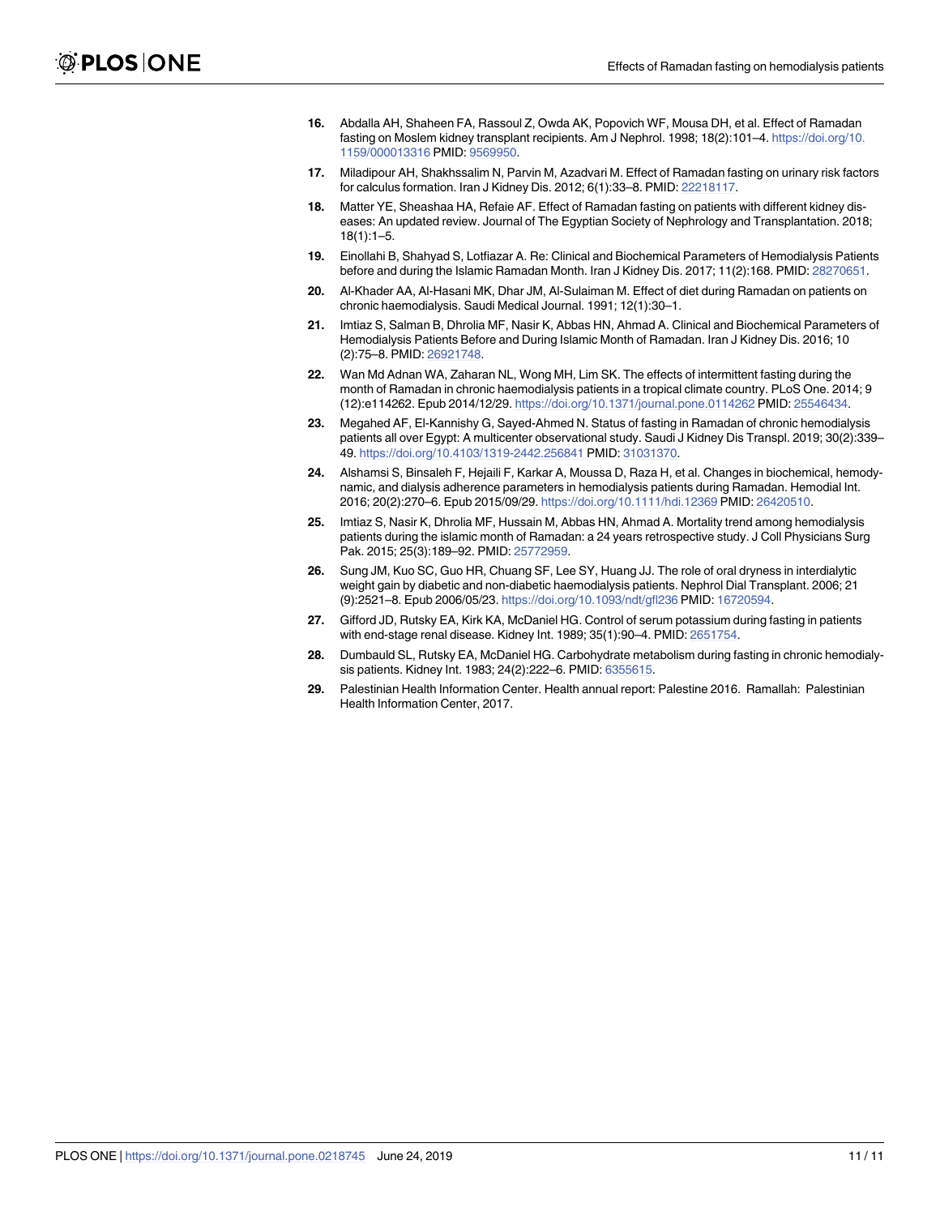16. Abdalla AH, Shaheen FA, Rassoul Z, Owda AK, Popovich WF, Mousa DH, et al. Effect of Ramadan fasting on Moslem kidney transplant recipients. Am J Nephrol. 1998; 18(2):101–4. https://doi.org/10.1159/000013316 PMID: 9569950.

17. Miladipour AH, Shakhssalim N, Parvin M, Azadvari M. Effect of Ramadan fasting on urinary risk factors for calculus formation. Iran J Kidney Dis. 2012; 6(1):33–8. PMID: 22218117.

18. Matter YE, Sheashaa HA, Refaie AF. Effect of Ramadan fasting on patients with different kidney diseases: An updated review. Journal of The Egyptian Society of Nephrology and Transplantation. 2018; 18(1):1–5.

19. Einollahi B, Shahyad S, Lotfiazar A. Re: Clinical and Biochemical Parameters of Hemodialysis Patients before and during the Islamic Ramadan Month. Iran J Kidney Dis. 2017; 11(2):168. PMID: 28270651.

20. Al-Khader AA, Al-Hasani MK, Dhar JM, Al-Sulaiman M. Effect of diet during Ramadan on patients on chronic haemodialysis. Saudi Medical Journal. 1991; 12(1):30–1.

21. Imtiaz S, Salman B, Dhrolia MF, Nasir K, Abbas HN, Ahmad A. Clinical and Biochemical Parameters of Hemodialysis Patients Before and During Islamic Month of Ramadan. Iran J Kidney Dis. 2016; 10 (2):75–8. PMID: 26921748.

22. Wan Md Adnan WA, Zaharan NL, Wong MH, Lim SK. The effects of intermittent fasting during the month of Ramadan in chronic haemodialysis patients in a tropical climate country. PLoS One. 2014; 9 (12):e114262. Epub 2014/12/29. https://doi.org/10.1371/journal.pone.0114262 PMID: 25546434.

23. Megahed AF, El-Kannishy G, Sayed-Ahmed N. Status of fasting in Ramadan of chronic hemodialysis patients all over Egypt: A multicenter observational study. Saudi J Kidney Dis Transpl. 2019; 30(2):339–49. https://doi.org/10.4103/1319-2442.256841 PMID: 31031370.

24. Alshamsi S, Binsaleh F, Hejaili F, Karkar A, Moussa D, Raza H, et al. Changes in biochemical, hemodynamic, and dialysis adherence parameters in hemodialysis patients during Ramadan. Hemodial Int. 2016; 20(2):270–6. Epub 2015/09/29. https://doi.org/10.1111/hdi.12369 PMID: 26420510.

25. Imtiaz S, Nasir K, Dhrolia MF, Hussain M, Abbas HN, Ahmad A. Mortality trend among hemodialysis patients during the islamic month of Ramadan: a 24 years retrospective study. J Coll Physicians Surg Pak. 2015; 25(3):189–92. PMID: 25772959.

26. Sung JM, Kuo SC, Guo HR, Chuang SF, Lee SY, Huang JJ. The role of oral dryness in interdialytic weight gain by diabetic and non-diabetic haemodialysis patients. Nephrol Dial Transplant. 2006; 21 (9):2521–8. Epub 2006/05/23. https://doi.org/10.1093/ndt/gfl236 PMID: 16720594.

27. Gifford JD, Rutsky EA, Kirk KA, McDaniel HG. Control of serum potassium during fasting in patients with end-stage renal disease. Kidney Int. 1989; 35(1):90–4. PMID: 2651754.

28. Dumbauld SL, Rutsky EA, McDaniel HG. Carbohydrate metabolism during fasting in chronic hemodialysis patients. Kidney Int. 1983; 24(2):222–6. PMID: 6355615.

29. Palestinian Health Information Center. Health annual report: Palestine 2016. Ramallah: Palestinian Health Information Center, 2017.